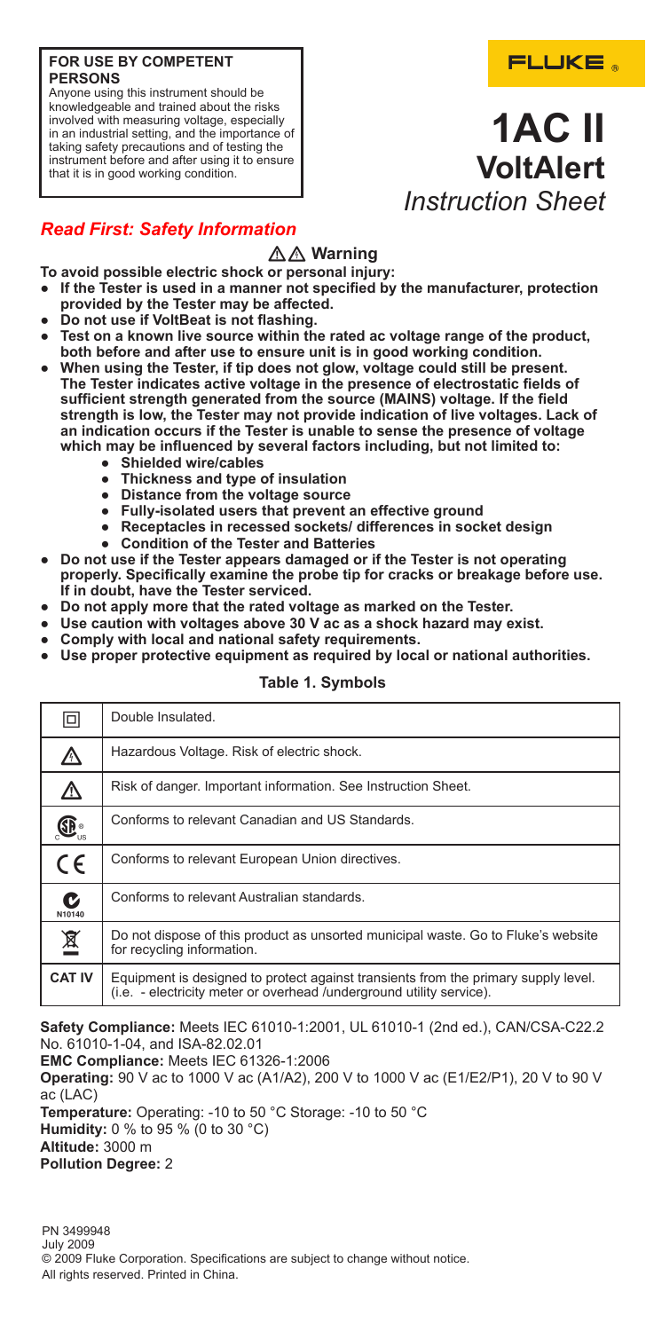**FOR USE BY COMPETENT PERSONS**
Anyone using this instrument should be knowledgeable and trained about the risks involved with measuring voltage, especially in an industrial setting, and the importance of taking safety precautions and of testing the instrument before and after using it to ensure that it is in good working condition.

FLUKE®

# 1AC II VoltAlert

*Instruction Sheet*

## *Read First: Safety Information*

### ⚠⚠ Warning

**To avoid possible electric shock or personal injury:**

- **If the Tester is used in a manner not specified by the manufacturer, protection provided by the Tester may be affected.**
- **Do not use if VoltBeat is not flashing.**
- **Test on a known live source within the rated ac voltage range of the product, both before and after use to ensure unit is in good working condition.**
- **When using the Tester, if tip does not glow, voltage could still be present. The Tester indicates active voltage in the presence of electrostatic fields of sufficient strength generated from the source (MAINS) voltage. If the field strength is low, the Tester may not provide indication of live voltages. Lack of an indication occurs if the Tester is unable to sense the presence of voltage which may be influenced by several factors including, but not limited to:**
  - **Shielded wire/cables**
  - **Thickness and type of insulation**
  - **Distance from the voltage source**
  - **Fully-isolated users that prevent an effective ground**
  - **Receptacles in recessed sockets/ differences in socket design**
  - **Condition of the Tester and Batteries**
- **Do not use if the Tester appears damaged or if the Tester is not operating properly. Specifically examine the probe tip for cracks or breakage before use. If in doubt, have the Tester serviced.**
- **Do not apply more that the rated voltage as marked on the Tester.**
- **Use caution with voltages above 30 V ac as a shock hazard may exist.**
- **Comply with local and national safety requirements.**
- **Use proper protective equipment as required by local or national authorities.**

**Table 1. Symbols**

| Symbol | Description |
|---|---|
| ⧈ | Double Insulated. |
| ⚠ | Hazardous Voltage. Risk of electric shock. |
| ⚠ | Risk of danger. Important information. See Instruction Sheet. |
| CSA (c US) | Conforms to relevant Canadian and US Standards. |
| CE | Conforms to relevant European Union directives. |
| C-tick N10140 | Conforms to relevant Australian standards. |
| WEEE | Do not dispose of this product as unsorted municipal waste. Go to Fluke's website for recycling information. |
| **CAT IV** | Equipment is designed to protect against transients from the primary supply level. (i.e. - electricity meter or overhead /underground utility service). |

**Safety Compliance:** Meets IEC 61010-1:2001, UL 61010-1 (2nd ed.), CAN/CSA-C22.2 No. 61010-1-04, and ISA-82.02.01

**EMC Compliance:** Meets IEC 61326-1:2006

**Operating:** 90 V ac to 1000 V ac (A1/A2), 200 V to 1000 V ac (E1/E2/P1), 20 V to 90 V ac (LAC)

**Temperature:** Operating: -10 to 50 °C Storage: -10 to 50 °C

**Humidity:** 0 % to 95 % (0 to 30 °C)

**Altitude:** 3000 m

**Pollution Degree:** 2

PN 3499948
July 2009
© 2009 Fluke Corporation. Specifications are subject to change without notice.
All rights reserved. Printed in China.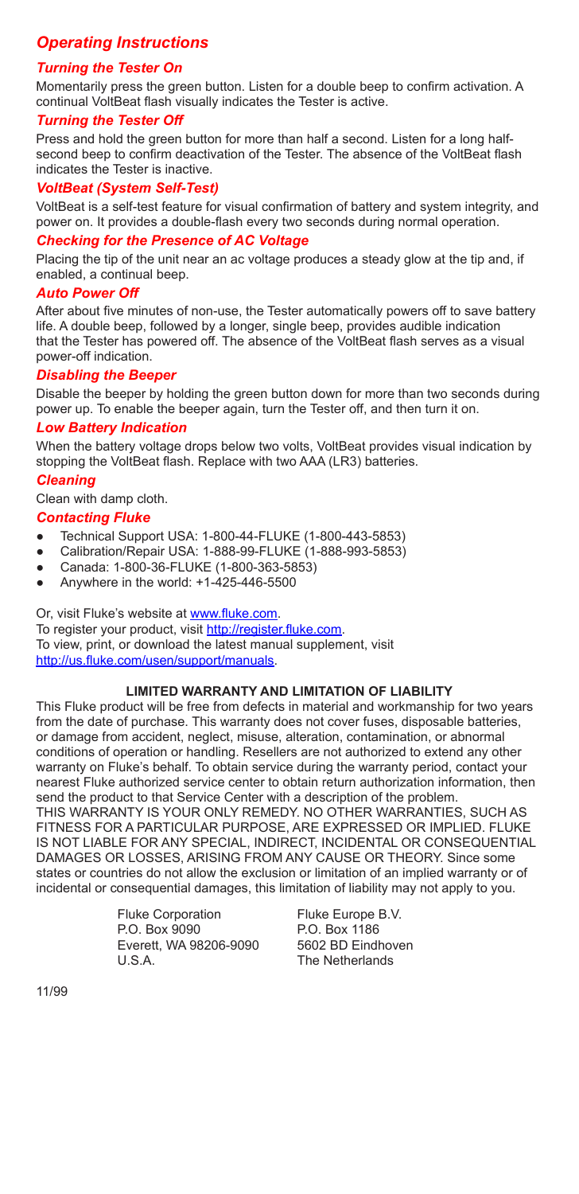## *Operating Instructions*

### *Turning the Tester On*

Momentarily press the green button. Listen for a double beep to confirm activation. A continual VoltBeat flash visually indicates the Tester is active.

### *Turning the Tester Off*

Press and hold the green button for more than half a second. Listen for a long half-second beep to confirm deactivation of the Tester. The absence of the VoltBeat flash indicates the Tester is inactive.

### *VoltBeat (System Self-Test)*

VoltBeat is a self-test feature for visual confirmation of battery and system integrity, and power on. It provides a double-flash every two seconds during normal operation.

### *Checking for the Presence of AC Voltage*

Placing the tip of the unit near an ac voltage produces a steady glow at the tip and, if enabled, a continual beep.

### *Auto Power Off*

After about five minutes of non-use, the Tester automatically powers off to save battery life. A double beep, followed by a longer, single beep, provides audible indication that the Tester has powered off. The absence of the VoltBeat flash serves as a visual power-off indication.

### *Disabling the Beeper*

Disable the beeper by holding the green button down for more than two seconds during power up. To enable the beeper again, turn the Tester off, and then turn it on.

### *Low Battery Indication*

When the battery voltage drops below two volts, VoltBeat provides visual indication by stopping the VoltBeat flash. Replace with two AAA (LR3) batteries.

### *Cleaning*

Clean with damp cloth.

### *Contacting Fluke*

- Technical Support USA: 1-800-44-FLUKE (1-800-443-5853)
- Calibration/Repair USA: 1-888-99-FLUKE (1-888-993-5853)
- Canada: 1-800-36-FLUKE (1-800-363-5853)
- Anywhere in the world: +1-425-446-5500

Or, visit Fluke's website at www.fluke.com.
To register your product, visit http://register.fluke.com.
To view, print, or download the latest manual supplement, visit http://us.fluke.com/usen/support/manuals.

**LIMITED WARRANTY AND LIMITATION OF LIABILITY**

This Fluke product will be free from defects in material and workmanship for two years from the date of purchase. This warranty does not cover fuses, disposable batteries, or damage from accident, neglect, misuse, alteration, contamination, or abnormal conditions of operation or handling. Resellers are not authorized to extend any other warranty on Fluke's behalf. To obtain service during the warranty period, contact your nearest Fluke authorized service center to obtain return authorization information, then send the product to that Service Center with a description of the problem.
THIS WARRANTY IS YOUR ONLY REMEDY. NO OTHER WARRANTIES, SUCH AS FITNESS FOR A PARTICULAR PURPOSE, ARE EXPRESSED OR IMPLIED. FLUKE IS NOT LIABLE FOR ANY SPECIAL, INDIRECT, INCIDENTAL OR CONSEQUENTIAL DAMAGES OR LOSSES, ARISING FROM ANY CAUSE OR THEORY. Since some states or countries do not allow the exclusion or limitation of an implied warranty or of incidental or consequential damages, this limitation of liability may not apply to you.

Fluke Corporation
P.O. Box 9090
Everett, WA 98206-9090
U.S.A.

Fluke Europe B.V.
P.O. Box 1186
5602 BD Eindhoven
The Netherlands

11/99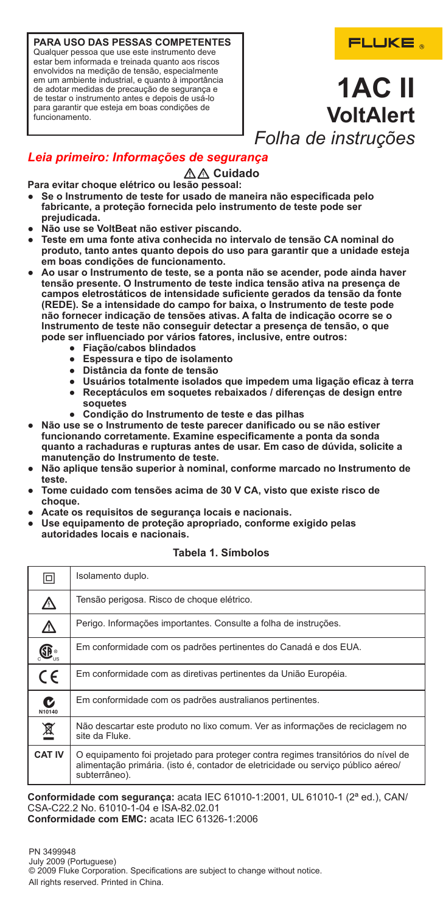**PARA USO DAS PESSAS COMPETENTES**
Qualquer pessoa que use este instrumento deve estar bem informada e treinada quanto aos riscos envolvidos na medição de tensão, especialmente em um ambiente industrial, e quanto à importância de adotar medidas de precaução de segurança e de testar o instrumento antes e depois de usá-lo para garantir que esteja em boas condições de funcionamento.

FLUKE

# 1AC II
# VoltAlert
*Folha de instruções*

## *Leia primeiro: Informações de segurança*

**⚠⚠ Cuidado**

**Para evitar choque elétrico ou lesão pessoal:**

- **Se o Instrumento de teste for usado de maneira não especificada pelo fabricante, a proteção fornecida pelo instrumento de teste pode ser prejudicada.**
- **Não use se VoltBeat não estiver piscando.**
- **Teste em uma fonte ativa conhecida no intervalo de tensão CA nominal do produto, tanto antes quanto depois do uso para garantir que a unidade esteja em boas condições de funcionamento.**
- **Ao usar o Instrumento de teste, se a ponta não se acender, pode ainda haver tensão presente. O Instrumento de teste indica tensão ativa na presença de campos eletrostáticos de intensidade suficiente gerados da tensão da fonte (REDE). Se a intensidade do campo for baixa, o Instrumento de teste pode não fornecer indicação de tensões ativas. A falta de indicação ocorre se o Instrumento de teste não conseguir detectar a presença de tensão, o que pode ser influenciado por vários fatores, inclusive, entre outros:**
  - **Fiação/cabos blindados**
  - **Espessura e tipo de isolamento**
  - **Distância da fonte de tensão**
  - **Usuários totalmente isolados que impedem uma ligação eficaz à terra**
  - **Receptáculos em soquetes rebaixados / diferenças de design entre soquetes**
  - **Condição do Instrumento de teste e das pilhas**
- **Não use se o Instrumento de teste parecer danificado ou se não estiver funcionando corretamente. Examine especificamente a ponta da sonda quanto a rachaduras e rupturas antes de usar. Em caso de dúvida, solicite a manutenção do Instrumento de teste.**
- **Não aplique tensão superior à nominal, conforme marcado no Instrumento de teste.**
- **Tome cuidado com tensões acima de 30 V CA, visto que existe risco de choque.**
- **Acate os requisitos de segurança locais e nacionais.**
- **Use equipamento de proteção apropriado, conforme exigido pelas autoridades locais e nacionais.**

**Tabela 1. Símbolos**

| Símbolo | Descrição |
|---|---|
| ⧈ | Isolamento duplo. |
| ⚠ | Tensão perigosa. Risco de choque elétrico. |
| ⚠ | Perigo. Informações importantes. Consulte a folha de instruções. |
| CSA | Em conformidade com os padrões pertinentes do Canadá e dos EUA. |
| CE | Em conformidade com as diretivas pertinentes da União Européia. |
| C-tick N10140 | Em conformidade com os padrões australianos pertinentes. |
| ♻ | Não descartar este produto no lixo comum. Ver as informações de reciclagem no site da Fluke. |
| **CAT IV** | O equipamento foi projetado para proteger contra regimes transitórios do nível de alimentação primária. (isto é, contador de eletricidade ou serviço público aéreo/subterrâneo). |

**Conformidade com segurança:** acata IEC 61010-1:2001, UL 61010-1 (2ª ed.), CAN/CSA-C22.2 No. 61010-1-04 e ISA-82.02.01
**Conformidade com EMC:** acata IEC 61326-1:2006

PN 3499948
July 2009 (Portuguese)
© 2009 Fluke Corporation. Specifications are subject to change without notice.
All rights reserved. Printed in China.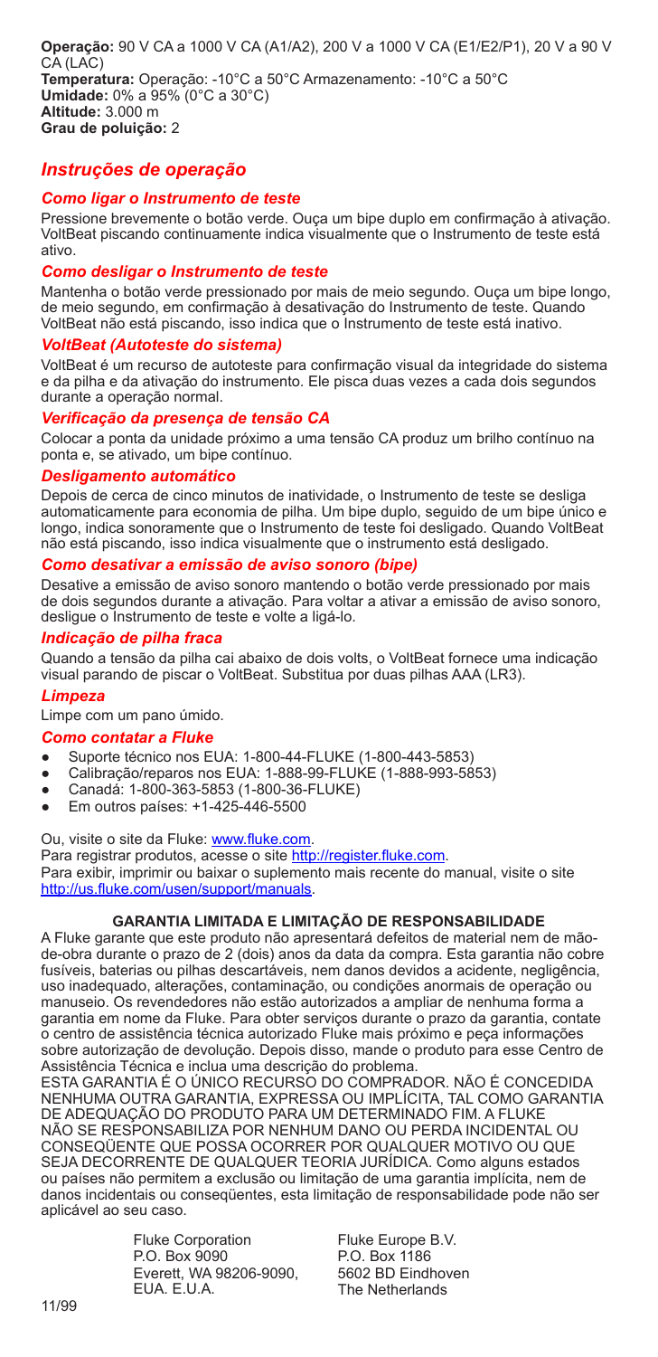**Operação:** 90 V CA a 1000 V CA (A1/A2), 200 V a 1000 V CA (E1/E2/P1), 20 V a 90 V CA (LAC)
**Temperatura:** Operação: -10°C a 50°C Armazenamento: -10°C a 50°C
**Umidade:** 0% a 95% (0°C a 30°C)
**Altitude:** 3.000 m
**Grau de poluição:** 2

## *Instruções de operação*

### *Como ligar o Instrumento de teste*

Pressione brevemente o botão verde. Ouça um bipe duplo em confirmação à ativação. VoltBeat piscando continuamente indica visualmente que o Instrumento de teste está ativo.

### *Como desligar o Instrumento de teste*

Mantenha o botão verde pressionado por mais de meio segundo. Ouça um bipe longo, de meio segundo, em confirmação à desativação do Instrumento de teste. Quando VoltBeat não está piscando, isso indica que o Instrumento de teste está inativo.

### *VoltBeat (Autoteste do sistema)*

VoltBeat é um recurso de autoteste para confirmação visual da integridade do sistema e da pilha e da ativação do instrumento. Ele pisca duas vezes a cada dois segundos durante a operação normal.

### *Verificação da presença de tensão CA*

Colocar a ponta da unidade próximo a uma tensão CA produz um brilho contínuo na ponta e, se ativado, um bipe contínuo.

### *Desligamento automático*

Depois de cerca de cinco minutos de inatividade, o Instrumento de teste se desliga automaticamente para economia de pilha. Um bipe duplo, seguido de um bipe único e longo, indica sonoramente que o Instrumento de teste foi desligado. Quando VoltBeat não está piscando, isso indica visualmente que o instrumento está desligado.

### *Como desativar a emissão de aviso sonoro (bipe)*

Desative a emissão de aviso sonoro mantendo o botão verde pressionado por mais de dois segundos durante a ativação. Para voltar a ativar a emissão de aviso sonoro, desligue o Instrumento de teste e volte a ligá-lo.

### *Indicação de pilha fraca*

Quando a tensão da pilha cai abaixo de dois volts, o VoltBeat fornece uma indicação visual parando de piscar o VoltBeat. Substitua por duas pilhas AAA (LR3).

### *Limpeza*

Limpe com um pano úmido.

### *Como contatar a Fluke*

- Suporte técnico nos EUA: 1-800-44-FLUKE (1-800-443-5853)
- Calibração/reparos nos EUA: 1-888-99-FLUKE (1-888-993-5853)
- Canadá: 1-800-363-5853 (1-800-36-FLUKE)
- Em outros países: +1-425-446-5500

Ou, visite o site da Fluke: www.fluke.com.
Para registrar produtos, acesse o site http://register.fluke.com.
Para exibir, imprimir ou baixar o suplemento mais recente do manual, visite o site http://us.fluke.com/usen/support/manuals.

### GARANTIA LIMITADA E LIMITAÇÃO DE RESPONSABILIDADE

A Fluke garante que este produto não apresentará defeitos de material nem de mão-de-obra durante o prazo de 2 (dois) anos da data da compra. Esta garantia não cobre fusíveis, baterias ou pilhas descartáveis, nem danos devidos a acidente, negligência, uso inadequado, alterações, contaminação, ou condições anormais de operação ou manuseio. Os revendedores não estão autorizados a ampliar de nenhuma forma a garantia em nome da Fluke. Para obter serviços durante o prazo da garantia, contate o centro de assistência técnica autorizado Fluke mais próximo e peça informações sobre autorização de devolução. Depois disso, mande o produto para esse Centro de Assistência Técnica e inclua uma descrição do problema.
ESTA GARANTIA É O ÚNICO RECURSO DO COMPRADOR. NÃO É CONCEDIDA NENHUMA OUTRA GARANTIA, EXPRESSA OU IMPLÍCITA, TAL COMO GARANTIA DE ADEQUAÇÃO DO PRODUTO PARA UM DETERMINADO FIM. A FLUKE NÃO SE RESPONSABILIZA POR NENHUM DANO OU PERDA INCIDENTAL OU CONSEQÜENTE QUE POSSA OCORRER POR QUALQUER MOTIVO OU QUE SEJA DECORRENTE DE QUALQUER TEORIA JURÍDICA. Como alguns estados ou países não permitem a exclusão ou limitação de uma garantia implícita, nem de danos incidentais ou conseqüentes, esta limitação de responsabilidade pode não ser aplicável ao seu caso.

Fluke Corporation
P.O. Box 9090
Everett, WA 98206-9090,
EUA. E.U.A.

Fluke Europe B.V.
P.O. Box 1186
5602 BD Eindhoven
The Netherlands

11/99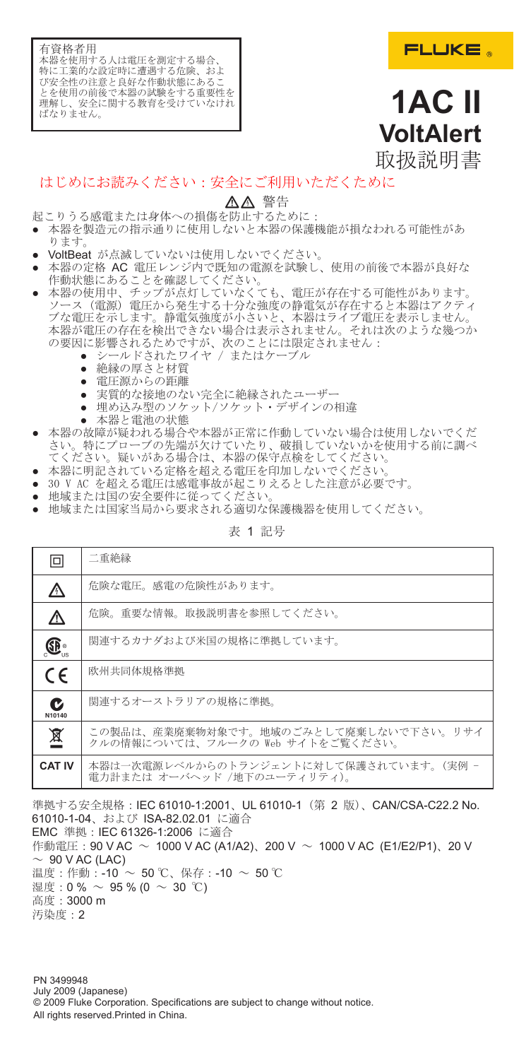有資格者用
本器を使用する人は電圧を測定する場合、特に工業的な設定時に遭遇する危険、および安全性の注意と良好な作動状態にあることを使用の前後で本器の試験をする重要性を理解し、安全に関する教育を受けていなければなりません。

FLUKE®

# 1AC II VoltAlert

取扱説明書

## はじめにお読みください：安全にご利用いただくために

⚠⚠ 警告

起こりうる感電または身体への損傷を防止するために：

- 本器を製造元の指示通りに使用しないと本器の保護機能が損なわれる可能性があります。
- VoltBeat が点滅していないは使用しないでください。
- 本器の定格 AC 電圧レンジ内で既知の電源を試験し、使用の前後で本器が良好な作動状態にあることを確認してください。
- 本器の使用中、チップが点灯していなくても、電圧が存在する可能性があります。ソース（電源）電圧から発生する十分な強度の静電気が存在すると本器はアクティブな電圧を示します。静電気強度が小さいと、本器はライブ電圧を表示しません。本器が電圧の存在を検出できない場合は表示されません。それは次のような幾つかの要因に影響されるためですが、次のことには限定されません：
    - シールドされたワイヤ / またはケーブル
    - 絶縁の厚さと材質
    - 電圧源からの距離
    - 実質的な接地のない完全に絶縁されたユーザー
    - 埋め込み型のソケット/ソケット・デザインの相違
    - 本器と電池の状態
- 本器の故障が疑われる場合や本器が正常に作動していない場合は使用しないでください。特にプローブの先端が欠けていたり、破損していないかを使用する前に調べてください。疑いがある場合は、本器の保守点検をしてください。
- 本器に明記されている定格を超える電圧を印加しないでください。
- 30 V AC を超える電圧は感電事故が起こりえるとした注意が必要です。
- 地域または国の安全要件に従ってください。
- 地域または国家当局から要求される適切な保護機器を使用してください。

表 1 記号

| 記号 | 説明 |
|---|---|
| ◻ | 二重絶縁 |
| ⚠ | 危険な電圧。感電の危険性があります。 |
| ⚠ | 危険。重要な情報。取扱説明書を参照してください。 |
| CSA c US | 関連するカナダおよび米国の規格に準拠しています。 |
| CE | 欧州共同体規格準拠 |
| C N10140 | 関連するオーストラリアの規格に準拠。 |
| 🗑 | この製品は、産業廃棄物対象です。地域のごみとして廃棄しないで下さい。リサイクルの情報については、フルークの Web サイトをご覧ください。 |
| **CAT IV** | 本器は一次電源レベルからのトランジェントに対して保護されています。（実例 - 電力計または オーバヘッド /地下のユーティリティ）。 |

準拠する安全規格：IEC 61010-1:2001、UL 61010-1（第 2 版）、CAN/CSA-C22.2 No. 61010-1-04、および ISA-82.02.01 に適合
EMC 準拠：IEC 61326-1:2006 に適合
作動電圧：90 V AC ～ 1000 V AC (A1/A2)、200 V ～ 1000 V AC (E1/E2/P1)、20 V ～ 90 V AC (LAC)
温度：作動：-10 ～ 50 ℃、保存：-10 ～ 50 ℃
湿度：0 % ～ 95 % (0 ～ 30 ℃)
高度：3000 m
汚染度：2

PN 3499948
July 2009 (Japanese)
© 2009 Fluke Corporation. Specifications are subject to change without notice.
All rights reserved.Printed in China.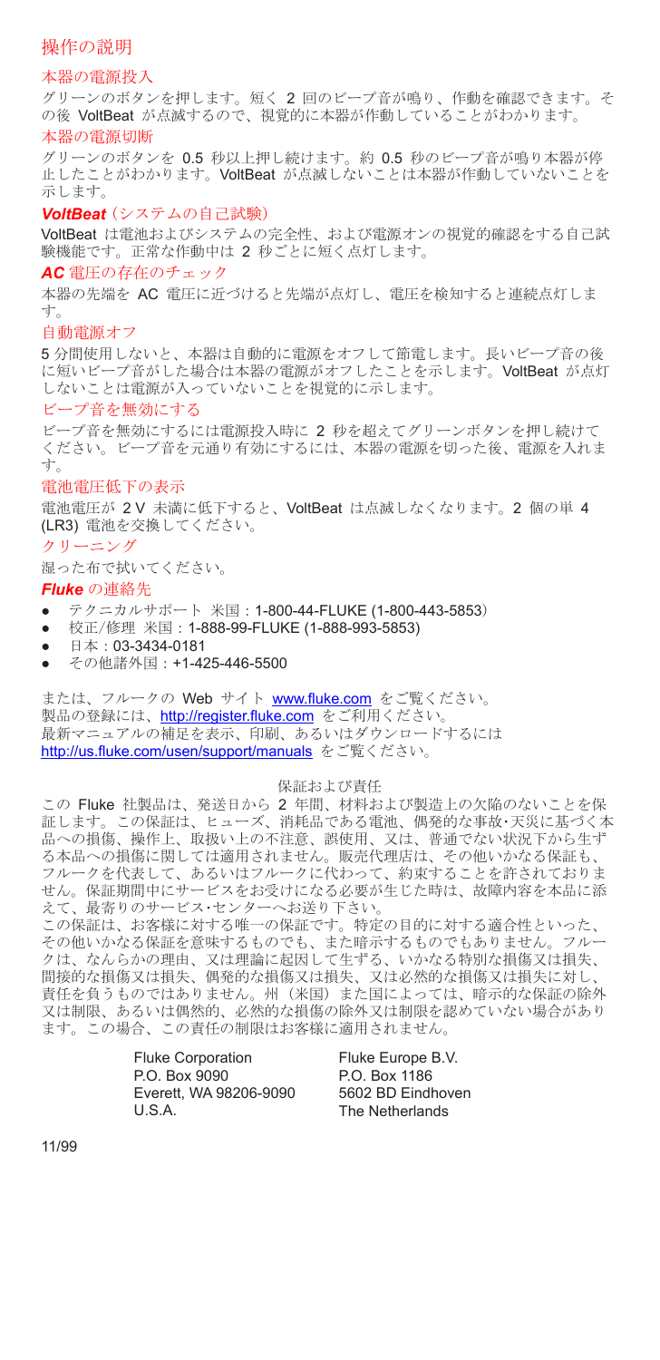# 操作の説明

## 本器の電源投入

グリーンのボタンを押します。短く 2 回のビープ音が鳴り、作動を確認できます。その後 VoltBeat が点滅するので、視覚的に本器が作動していることがわかります。

## 本器の電源切断

グリーンのボタンを 0.5 秒以上押し続けます。約 0.5 秒のビープ音が鳴り本器が停止したことがわかります。VoltBeat が点滅しないことは本器が作動していないことを示します。

## ***VoltBeat*** (システムの自己試験)

VoltBeat は電池およびシステムの完全性、および電源オンの視覚的確認をする自己試験機能です。正常な作動中は 2 秒ごとに短く点灯します。

## ***AC*** 電圧の存在のチェック

本器の先端を AC 電圧に近づけると先端が点灯し、電圧を検知すると連続点灯します。

## 自動電源オフ

5 分間使用しないと、本器は自動的に電源をオフして節電します。長いビープ音の後に短いビープ音がした場合は本器の電源がオフしたことを示します。VoltBeat が点灯しないことは電源が入っていないことを視覚的に示します。

## ビープ音を無効にする

ビープ音を無効にするには電源投入時に 2 秒を超えてグリーンボタンを押し続けてください。ビープ音を元通り有効にするには、本器の電源を切った後、電源を入れます。

## 電池電圧低下の表示

電池電圧が 2 V 未満に低下すると、VoltBeat は点滅しなくなります。2 個の単 4 (LR3) 電池を交換してください。

## クリーニング

湿った布で拭いてください。

## ***Fluke*** の連絡先

- テクニカルサポート 米国：1-800-44-FLUKE (1-800-443-5853)
- 校正/修理 米国：1-888-99-FLUKE (1-888-993-5853)
- 日本：03-3434-0181
- その他諸外国：+1-425-446-5500

または、フルークの Web サイト www.fluke.com をご覧ください。
製品の登録には、http://register.fluke.com をご利用ください。
最新マニュアルの補足を表示、印刷、あるいはダウンロードするには http://us.fluke.com/usen/support/manuals をご覧ください。

### 保証および責任

この Fluke 社製品は、発送日から 2 年間、材料および製造上の欠陥のないことを保証します。この保証は、ヒューズ、消耗品である電池、偶発的な事故･天災に基づく本品への損傷、操作上、取扱い上の不注意、誤使用、又は、普通でない状況下から生ずる本品への損傷に関しては適用されません。販売代理店は、その他いかなる保証も、フルークを代表して、あるいはフルークに代わって、約束することを許されておりません。保証期間中にサービスをお受けになる必要が生じた時は、故障内容を本品に添えて、最寄りのサービス･センターへお送り下さい。

この保証は、お客様に対する唯一の保証です。特定の目的に対する適合性といった、その他いかなる保証を意味するものでも、また暗示するものでもありません。フルークは、なんらかの理由、又は理論に起因して生ずる、いかなる特別な損傷又は損失、間接的な損傷又は損失、偶発的な損傷又は損失、又は必然的な損傷又は損失に対し、責任を負うものではありません。州（米国）また国によっては、暗示的な保証の除外又は制限、あるいは偶然的、必然的な損傷の除外又は制限を認めていない場合があります。この場合、この責任の制限はお客様に適用されません。

Fluke Corporation
P.O. Box 9090
Everett, WA 98206-9090
U.S.A.

Fluke Europe B.V.
P.O. Box 1186
5602 BD Eindhoven
The Netherlands

11/99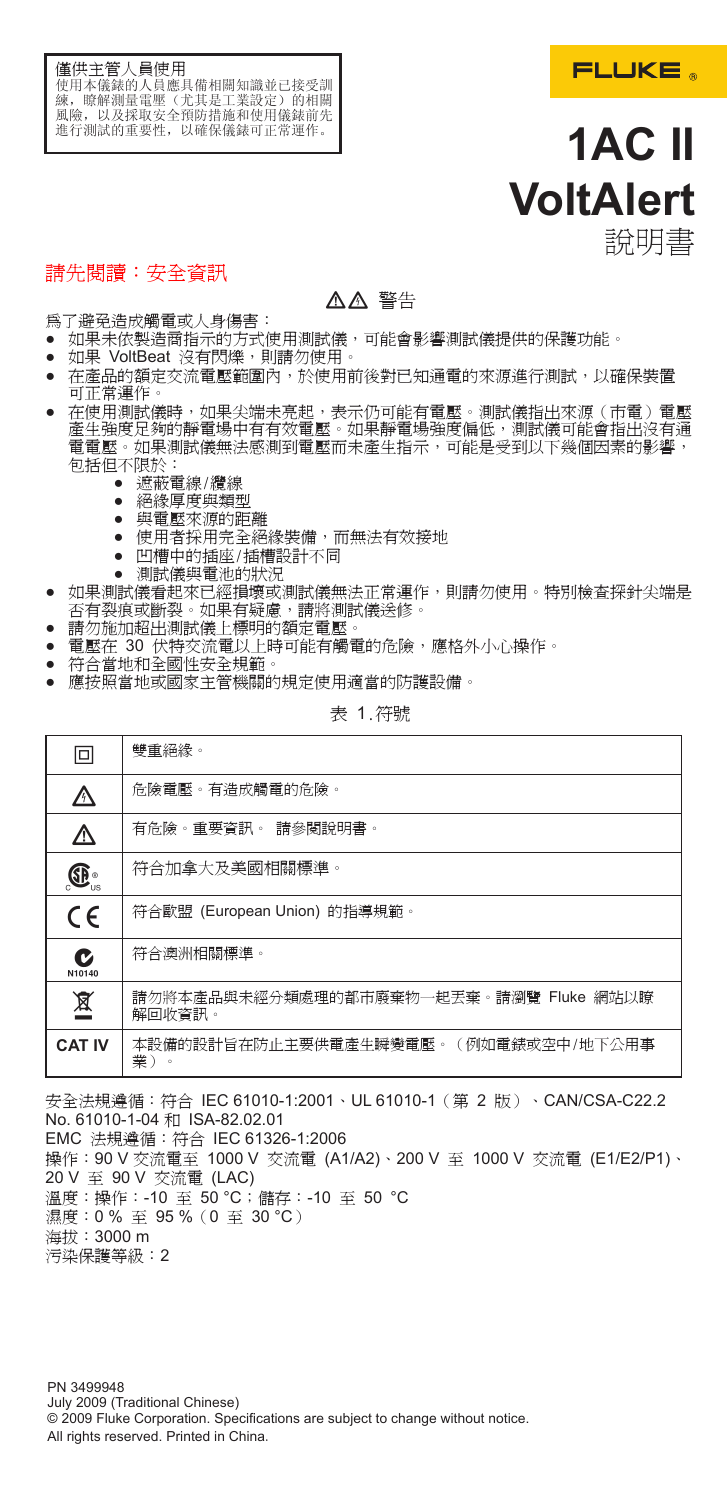僅供主管人員使用
使用本儀錶的人員應具備相關知識並已接受訓練，瞭解測量電壓（尤其是工業設定）的相關風險，以及採取安全預防措施和使用儀錶前先進行測試的重要性，以確保儀錶可正常運作。

FLUKE®

# 1AC II VoltAlert

說明書

## 請先閱讀：安全資訊

⚠⚠ 警告

爲了避免造成觸電或人身傷害：

- 如果未依製造商指示的方式使用測試儀，可能會影響測試儀提供的保護功能。
- 如果 VoltBeat 沒有閃爍，則請勿使用。
- 在產品的額定交流電壓範圍內，於使用前後對已知通電的來源進行測試，以確保裝置可正常運作。
- 在使用測試儀時，如果尖端未亮起，表示仍可能有電壓。測試儀指出來源（市電）電壓產生強度足夠的靜電場中有有效電壓。如果靜電場強度偏低，測試儀可能會指出沒有通電電壓。如果測試儀無法感測到電壓而未產生指示，可能是受到以下幾個因素的影響，包括但不限於：
  - 遮蔽電線/纜線
  - 絕緣厚度與類型
  - 與電壓來源的距離
  - 使用者採用完全絕緣裝備，而無法有效接地
  - 凹槽中的插座/插槽設計不同
  - 測試儀與電池的狀況
- 如果測試儀看起來已經損壞或測試儀無法正常運作，則請勿使用。特別檢查探針尖端是否有裂痕或斷裂。如果有疑慮，請將測試儀送修。
- 請勿施加超出測試儀上標明的額定電壓。
- 電壓在 30 伏特交流電以上時可能有觸電的危險，應格外小心操作。
- 符合當地和全國性安全規範。
- 應按照當地或國家主管機關的規定使用適當的防護設備。

表 1.符號

| 符號 | 說明 |
| --- | --- |
| ⧈ | 雙重絕緣。 |
| ⚠ | 危險電壓。有造成觸電的危險。 |
| ⚠ | 有危險。重要資訊。 請參閱說明書。 |
| CSA c US | 符合加拿大及美國相關標準。 |
| CE | 符合歐盟 (European Union) 的指導規範。 |
| C N10140 | 符合澳洲相關標準。 |
| ⊠ | 請勿將本產品與未經分類處理的都市廢棄物一起丟棄。請瀏覽 Fluke 網站以瞭解回收資訊。 |
| **CAT IV** | 本設備的設計旨在防止主要供電產生瞬變電壓。（例如電錶或空中/地下公用事業）。 |

安全法規遵循：符合 IEC 61010-1:2001、UL 61010-1（第 2 版）、CAN/CSA-C22.2 No. 61010-1-04 和 ISA-82.02.01
EMC 法規遵循：符合 IEC 61326-1:2006
操作：90 V 交流電至 1000 V 交流電 (A1/A2)、200 V 至 1000 V 交流電 (E1/E2/P1)、20 V 至 90 V 交流電 (LAC)
溫度：操作：-10 至 50 °C；儲存：-10 至 50 °C
濕度：0 % 至 95 %（0 至 30 °C）
海拔：3000 m
污染保護等級：2

PN 3499948
July 2009 (Traditional Chinese)
© 2009 Fluke Corporation. Specifications are subject to change without notice.
All rights reserved. Printed in China.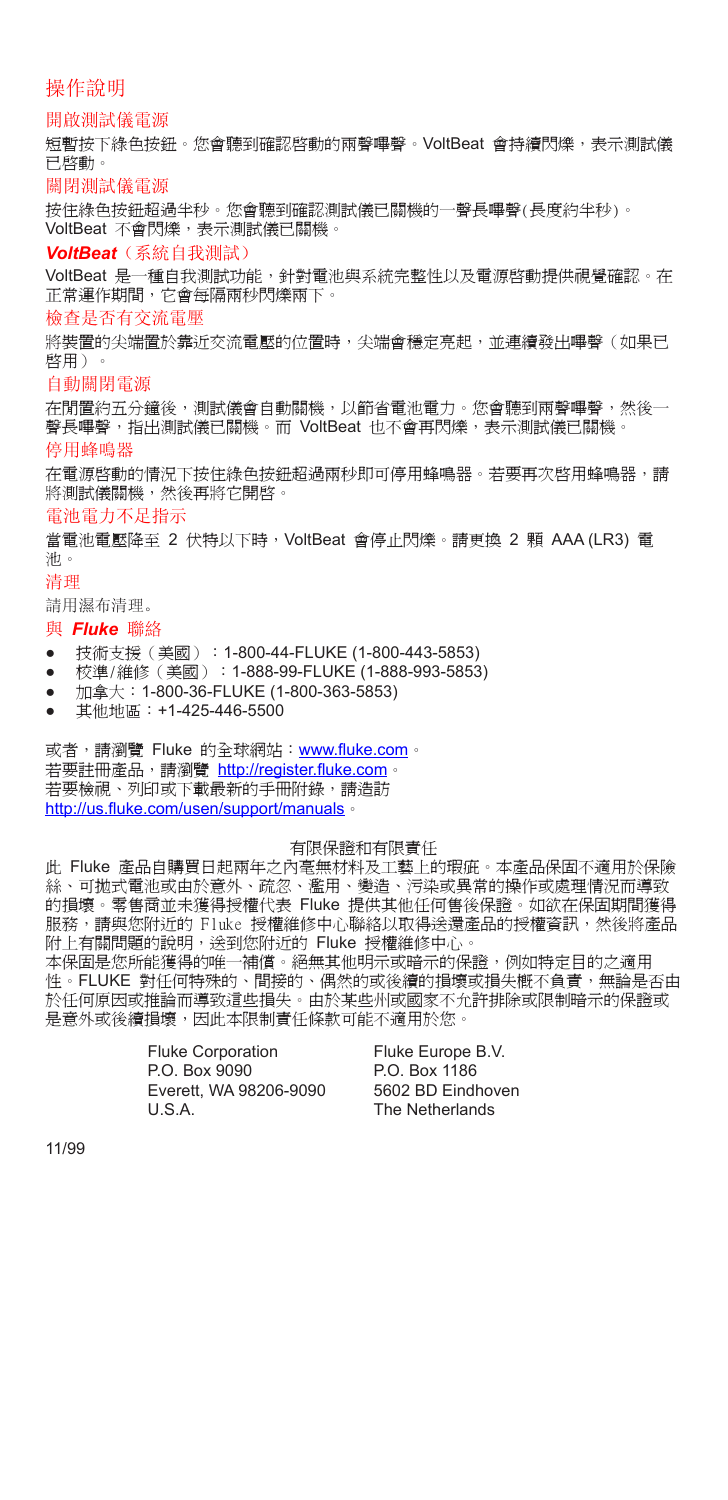# 操作說明

## 開啟測試儀電源

短暫按下綠色按鈕。您會聽到確認啓動的兩聲嗶聲。VoltBeat 會持續閃爍，表示測試儀已啓動。

## 關閉測試儀電源

按住綠色按鈕超過半秒。您會聽到確認測試儀已關機的一聲長嗶聲(長度約半秒)。VoltBeat 不會閃爍，表示測試儀已關機。

## ***VoltBeat***（系統自我測試）

VoltBeat 是一種自我測試功能，針對電池與系統完整性以及電源啓動提供視覺確認。在正常運作期間，它會每隔兩秒閃爍兩下。

## 檢查是否有交流電壓

將裝置的尖端置於靠近交流電壓的位置時，尖端會穩定亮起，並連續發出嗶聲（如果已啓用）。

## 自動關閉電源

在閒置約五分鐘後，測試儀會自動關機，以節省電池電力。您會聽到兩聲嗶聲，然後一聲長嗶聲，指出測試儀已關機。而 VoltBeat 也不會再閃爍，表示測試儀已關機。

## 停用蜂鳴器

在電源啓動的情況下按住綠色按鈕超過兩秒即可停用蜂鳴器。若要再次啓用蜂鳴器，請將測試儀關機，然後再將它開啓。

## 電池電力不足指示

當電池電壓降至 2 伏特以下時，VoltBeat 會停止閃爍。請更換 2 顆 AAA (LR3) 電池。

## 清理

請用濕布清理。

## 與 ***Fluke*** 聯絡

- 技術支援（美國）：1-800-44-FLUKE (1-800-443-5853)
- 校準/維修（美國）：1-888-99-FLUKE (1-888-993-5853)
- 加拿大：1-800-36-FLUKE (1-800-363-5853)
- 其他地區：+1-425-446-5500

或者，請瀏覽 Fluke 的全球網站：www.fluke.com。
若要註冊產品，請瀏覽 http://register.fluke.com。
若要檢視、列印或下載最新的手冊附錄，請造訪 http://us.fluke.com/usen/support/manuals。

### 有限保證和有限責任

此 Fluke 產品自購買日起兩年之內毫無材料及工藝上的瑕疵。本產品保固不適用於保險絲、可拋式電池或由於意外、疏忽、濫用、變造、污染或異常的操作或處理情況而導致的損壞。零售商並未獲得授權代表 Fluke 提供其他任何售後保證。如欲在保固期間獲得服務，請與您附近的 Fluke 授權維修中心聯絡以取得送還產品的授權資訊，然後將產品附上有關問題的說明，送到您附近的 Fluke 授權維修中心。
本保固是您所能獲得的唯一補償。絕無其他明示或暗示的保證，例如特定目的之適用性。FLUKE 對任何特殊的、間接的、偶然的或後續的損壞或損失概不負責，無論是否由於任何原因或推論而導致這些損失。由於某些州或國家不允許排除或限制暗示的保證或是意外或後續損壞，因此本限制責任條款可能不適用於您。

Fluke Corporation
P.O. Box 9090
Everett, WA 98206-9090
U.S.A.

Fluke Europe B.V.
P.O. Box 1186
5602 BD Eindhoven
The Netherlands

11/99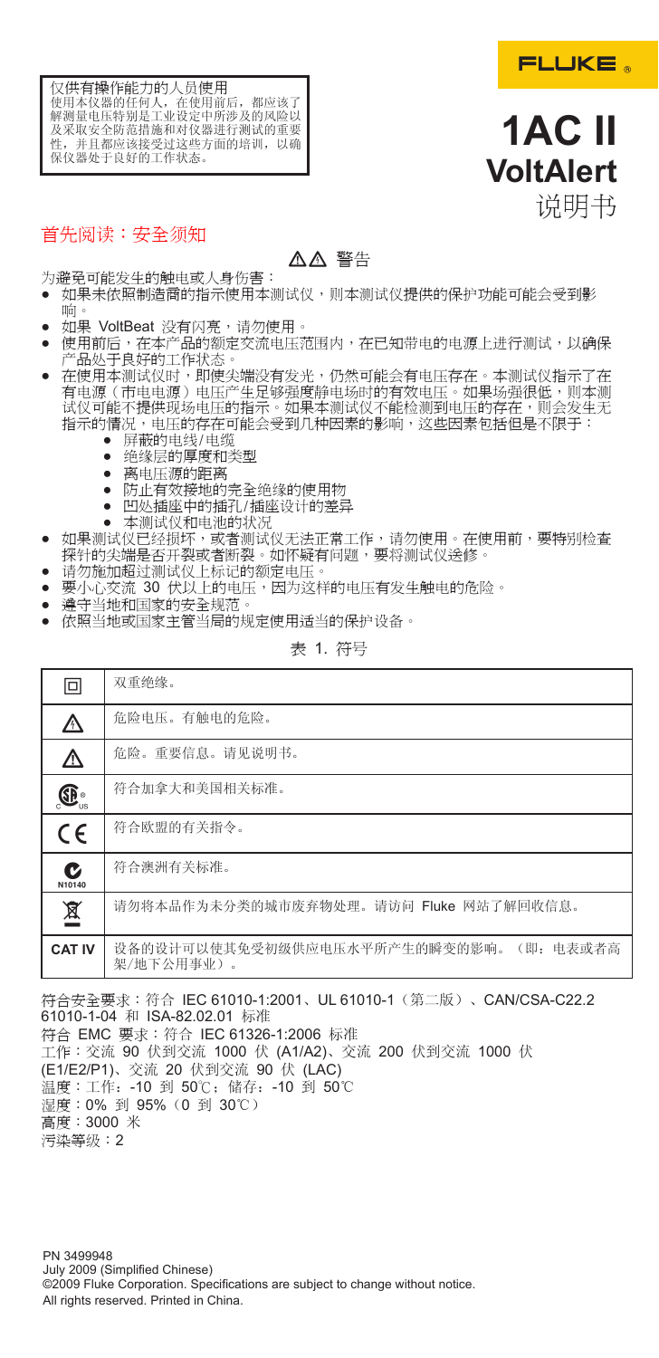仅供有操作能力的人员使用
使用本仪器的任何人，在使用前后，都应该了解测量电压特别是工业设定中所涉及的风险以及采取安全防范措施和对仪器进行测试的重要性，并且都应该接受过这些方面的培训，以确保仪器处于良好的工作状态。

FLUKE®

# 1AC II VoltAlert

说明书

## 首先阅读：安全须知

⚠⚠ 警告

为避免可能发生的触电或人身伤害：

- 如果未依照制造商的指示使用本测试仪，则本测试仪提供的保护功能可能会受到影响。
- 如果 VoltBeat 没有闪亮，请勿使用。
- 使用前后，在本产品的额定交流电压范围内，在已知带电的电源上进行测试，以确保产品处于良好的工作状态。
- 在使用本测试仪时，即使尖端没有发光，仍然可能会有电压存在。本测试仪指示了在有电源（市电电源）电压产生足够强度静电场时的有效电压。如果场强很低，则本测试仪可能不提供现场电压的指示。如果本测试仪不能检测到电压的存在，则会发生无指示的情况，电压的存在可能会受到几种因素的影响，这些因素包括但是不限于：
  - 屏蔽的电线/电缆
  - 绝缘层的厚度和类型
  - 离电压源的距离
  - 防止有效接地的完全绝缘的使用物
  - 凹处插座中的插孔/插座设计的差异
  - 本测试仪和电池的状况
- 如果测试仪已经损坏，或者测试仪无法正常工作，请勿使用。在使用前，要特别检查探针的尖端是否开裂或者断裂。如怀疑有问题，要将测试仪送修。
- 请勿施加超过测试仪上标记的额定电压。
- 要小心交流 30 伏以上的电压，因为这样的电压有发生触电的危险。
- 遵守当地和国家的安全规范。
- 依照当地或国家主管当局的规定使用适当的防护设备。

表 1. 符号

| 符号 | 说明 |
|---|---|
| ▣ | 双重绝缘。 |
| ⚠ | 危险电压。有触电的危险。 |
| ⚠ | 危险。重要信息。请见说明书。 |
| CSA C US | 符合加拿大和美国相关标准。 |
| CE | 符合欧盟的有关指令。 |
| C N10140 | 符合澳洲有关标准。 |
| 🗑 | 请勿将本品作为未分类的城市废弃物处理。请访问 Fluke 网站了解回收信息。 |
| **CAT IV** | 设备的设计可以使其免受初级供应电压水平所产生的瞬变的影响。（即：电表或者高架/地下公用事业）。 |

符合安全要求：符合 IEC 61010-1:2001、UL 61010-1（第二版）、CAN/CSA-C22.2 61010-1-04 和 ISA-82.02.01 标准
符合 EMC 要求：符合 IEC 61326-1:2006 标准
工作：交流 90 伏到交流 1000 伏 (A1/A2)、交流 200 伏到交流 1000 伏 (E1/E2/P1)、交流 20 伏到交流 90 伏 (LAC)
温度：工作：-10 到 50℃；储存：-10 到 50℃
湿度：0% 到 95%（0 到 30℃）
高度：3000 米
污染等级：2

PN 3499948
July 2009 (Simplified Chinese)
©2009 Fluke Corporation. Specifications are subject to change without notice.
All rights reserved. Printed in China.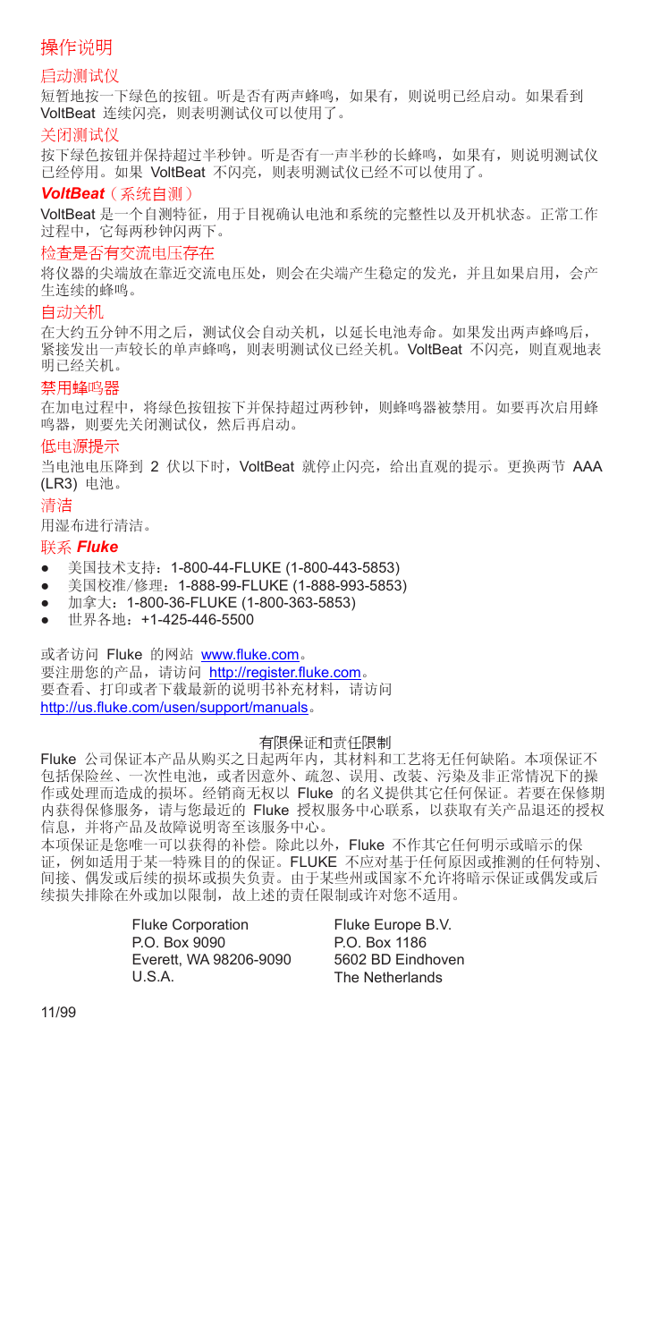# 操作说明

## 启动测试仪

短暂地按一下绿色的按钮。听是否有两声蜂鸣，如果有，则说明已经启动。如果看到 VoltBeat 连续闪亮，则表明测试仪可以使用了。

## 关闭测试仪

按下绿色按钮并保持超过半秒钟。听是否有一声半秒的长蜂鸣，如果有，则说明测试仪已经停用。如果 VoltBeat 不闪亮，则表明测试仪已经不可以使用了。

## ***VoltBeat***（系统自测）

VoltBeat 是一个自测特征，用于目视确认电池和系统的完整性以及开机状态。正常工作过程中，它每两秒钟闪两下。

## 检查是否有交流电压存在

将仪器的尖端放在靠近交流电压处，则会在尖端产生稳定的发光，并且如果启用，会产生连续的蜂鸣。

## 自动关机

在大约五分钟不用之后，测试仪会自动关机，以延长电池寿命。如果发出两声蜂鸣后，紧接发出一声较长的单声蜂鸣，则表明测试仪已经关机。VoltBeat 不闪亮，则直观地表明已经关机。

## 禁用蜂鸣器

在加电过程中，将绿色按钮按下并保持超过两秒钟，则蜂鸣器被禁用。如要再次启用蜂鸣器，则要先关闭测试仪，然后再启动。

## 低电源提示

当电池电压降到 2 伏以下时，VoltBeat 就停止闪亮，给出直观的提示。更换两节 AAA (LR3) 电池。

## 清洁

用湿布进行清洁。

## 联系 ***Fluke***

- 美国技术支持：1-800-44-FLUKE (1-800-443-5853)
- 美国校准/修理：1-888-99-FLUKE (1-888-993-5853)
- 加拿大：1-800-36-FLUKE (1-800-363-5853)
- 世界各地：+1-425-446-5500

或者访问 Fluke 的网站 www.fluke.com。
要注册您的产品，请访问 http://register.fluke.com。
要查看、打印或者下载最新的说明书补充材料，请访问 http://us.fluke.com/usen/support/manuals。

### 有限保证和责任限制

Fluke 公司保证本产品从购买之日起两年内，其材料和工艺将无任何缺陷。本项保证不包括保险丝、一次性电池，或者因意外、疏忽、误用、改装、污染及非正常情况下的操作或处理而造成的损坏。经销商无权以 Fluke 的名义提供其它任何保证。若要在保修期内获得保修服务，请与您最近的 Fluke 授权服务中心联系，以获取有关产品退还的授权信息，并将产品及故障说明寄至该服务中心。

本项保证是您唯一可以获得的补偿。除此以外，Fluke 不作其它任何明示或暗示的保证，例如适用于某一特殊目的的保证。FLUKE 不应对基于任何原因或推测的任何特别、间接、偶发或后续的损坏或损失负责。由于某些州或国家不允许将暗示保证或偶发或后续损失排除在外或加以限制，故上述的责任限制或许对您不适用。

Fluke Corporation
P.O. Box 9090
Everett, WA 98206-9090
U.S.A.

Fluke Europe B.V.
P.O. Box 1186
5602 BD Eindhoven
The Netherlands

11/99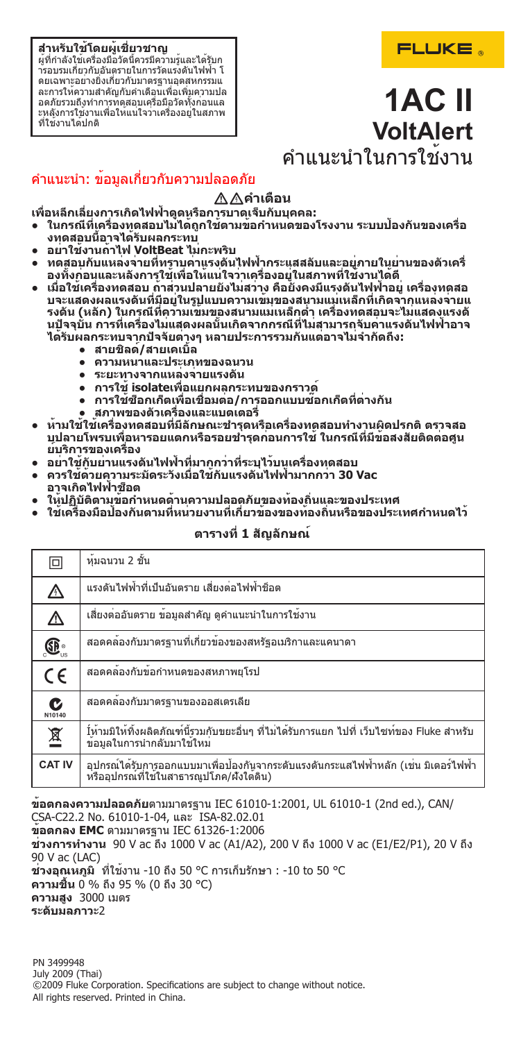**สำหรับใช้โดยผู้เชี่ยวชาญ**
ผู้ที่กำลังใช้เครื่องมือวัดนี้ควรมีความรู้และได้รับการอบรมเกี่ยวกับอันตรายในการวัดแรงดันไฟฟ้า โดยเฉพาะอย่างยิ่งเกี่ยวกับมาตรฐานอุตสาหกรรมและการให้ความสำคัญกับคำเตือนเพื่อเพิ่มความปลอดภัยรวมถึงทำการทดสอบเครื่องมือวัดทั้งก่อนและหลังการใช้งานเพื่อให้แน่ใจว่าเครื่องอยู่ในสภาพที่ใช้งานได้ปกติ

FLUKE

# 1AC II VoltAlert

## คำแนะนำในการใช้งาน

## คำแนะนำ: ข้อมูลเกี่ยวกับความปลอดภัย

### ⚠⚠คำเตือน

**เพื่อหลีกเลี่ยงการเกิดไฟฟ้าดูดหรือการบาดเจ็บกับบุคคล:**

- **ในกรณีที่เครื่องทดสอบไม่ได้ถูกใช้ตามข้อกำหนดของโรงงาน ระบบป้องกันของเครื่องทดสอบนี้อาจได้รับผลกระทบ**
- **อย่าใช้งานถ้าไฟ VoltBeat ไม่กะพริบ**
- **ทดสอบกับแหล่งจ่ายที่ทราบค่าแรงดันไฟฟ้ากระแสสลับและอยู่ภายในย่านของตัวเครื่องทั้งก่อนและหลังการใช้เพื่อให้แน่ใจว่าเครื่องอยู่ในสภาพที่ใช้งานได้ดี**
- **เมื่อใช้เครื่องทดสอบ ถ้าส่วนปลายยังไม่สว่าง คือยังคงมีแรงดันไฟฟ้าอยู่ เครื่องทดสอบจะแสดงผลแรงดันที่มีอยู่ในรูปแบบความเข้มของสนามแม่เหล็กที่เกิดจากแหล่งจ่ายแรงดัน (หลัก) ในกรณีที่ความเข้มของสนามแม่เหล็กต่ำ เครื่องทดสอบจะไม่แสดงแรงดันปัจจุบัน การที่เครื่องไม่แสดงผลนั้นเกิดจากกรณีที่ไม่สามารถจับค่าแรงดันไฟฟ้าอาจได้รับผลกระทบจากปัจจัยต่างๆ หลายประการรวมกันแต่อาจไม่จำกัดถึง:**
  - **สายชิลด์/สายเคเบิ้ล**
  - **ความหนาและประเภทของฉนวน**
  - **ระยะทางจากแหล่งจ่ายแรงดัน**
  - **การใช้ isolateเพื่อแยกผลกระทบของกราวด์**
  - **การใช้ซ็อกเก็ตเพื่อเชื่อมต่อ/การออกแบบซ็อกเก็ตที่ต่างกัน**
  - **สภาพของตัวเครื่องและแบตเตอรี่**
- **ห้ามใช้เครื่องทดสอบที่มีลักษณะชำรุดหรือเครื่องทดสอบทำงานผิดปรกติ ตรวจสอบปลายโพรบเพื่อหารอยแตกหรือรอยชำรุดก่อนการใช้ ในกรณีที่มีข้อสงสัยติดต่อศูนย์บริการของเครื่อง**
- **อย่าใช้กับย่านแรงดันไฟฟ้าที่มากกว่าที่ระบุไว้บนเครื่องทดสอบ**
- **ควรใช้ด้วยความระมัดระวังเมื่อใช้กับแรงดันไฟฟ้ามากกว่า 30 Vac อาจเกิดไฟฟ้าช็อต**
- **ให้ปฏิบัติตามข้อกำหนดด้านความปลอดภัยของท้องถิ่นและของประเทศ**
- **ใช้เครื่องมือป้องกันตามที่หน่วยงานที่เกี่ยวข้องของท้องถิ่นหรือของประเทศกำหนดไว้**

**ตารางที่ 1 สัญลักษณ์**

| | |
|---|---|
| ⧈ | หุ้มฉนวน 2 ชั้น |
| ⚠ | แรงดันไฟฟ้าที่เป็นอันตราย เสี่ยงต่อไฟฟ้าช็อต |
| ⚠ | เสี่ยงต่ออันตราย ข้อมูลสำคัญ ดูคำแนะนำในการใช้งาน |
| CSA C US | สอดคล้องกับมาตรฐานที่เกี่ยวข้องของสหรัฐอเมริกาและแคนาดา |
| CE | สอดคล้องกับข้อกำหนดของสหภาพยุโรป |
| C N10140 | สอดคล้องกับมาตรฐานของออสเตรเลีย |
| ⊠ | ไม่ห้ามมิให้ทิ้งผลิตภัณฑ์นี้รวมกับขยะอื่นๆ ที่ไม่ได้รับการแยก ไปที่ เว็บไซท์ของ Fluke สำหรับข้อมูลในการนำกลับมาใช้ใหม่ |
| CAT IV | อุปกรณ์ได้รับการออกแบบมาเพื่อป้องกันจากระดับแรงดันกระแสไฟฟ้าหลัก (เช่น มิเตอร์ไฟฟ้า หรืออุปกรณ์ที่ใช้ในสาธารณูปโภค/ฝังใต้ดิน) |

**ข้อตกลงความปลอดภัย**ตามมาตรฐาน IEC 61010-1:2001, UL 61010-1 (2nd ed.), CAN/CSA-C22.2 No. 61010-1-04, และ ISA-82.02.01
**ข้อตกลง EMC** ตามมาตรฐาน IEC 61326-1:2006
**ช่วงการทำงาน** 90 V ac ถึง 1000 V ac (A1/A2), 200 V ถึง 1000 V ac (E1/E2/P1), 20 V ถึง 90 V ac (LAC)
**ช่วงอุณหภูมิ** ที่ใช้งาน -10 ถึง 50 °C การเก็บรักษา : -10 to 50 °C
**ความชื้น** 0 % ถึง 95 % (0 ถึง 30 °C)
**ความสูง** 3000 เมตร
**ระดับมลภาวะ**2

PN 3499948
July 2009 (Thai)
©2009 Fluke Corporation. Specifications are subject to change without notice.
All rights reserved. Printed in China.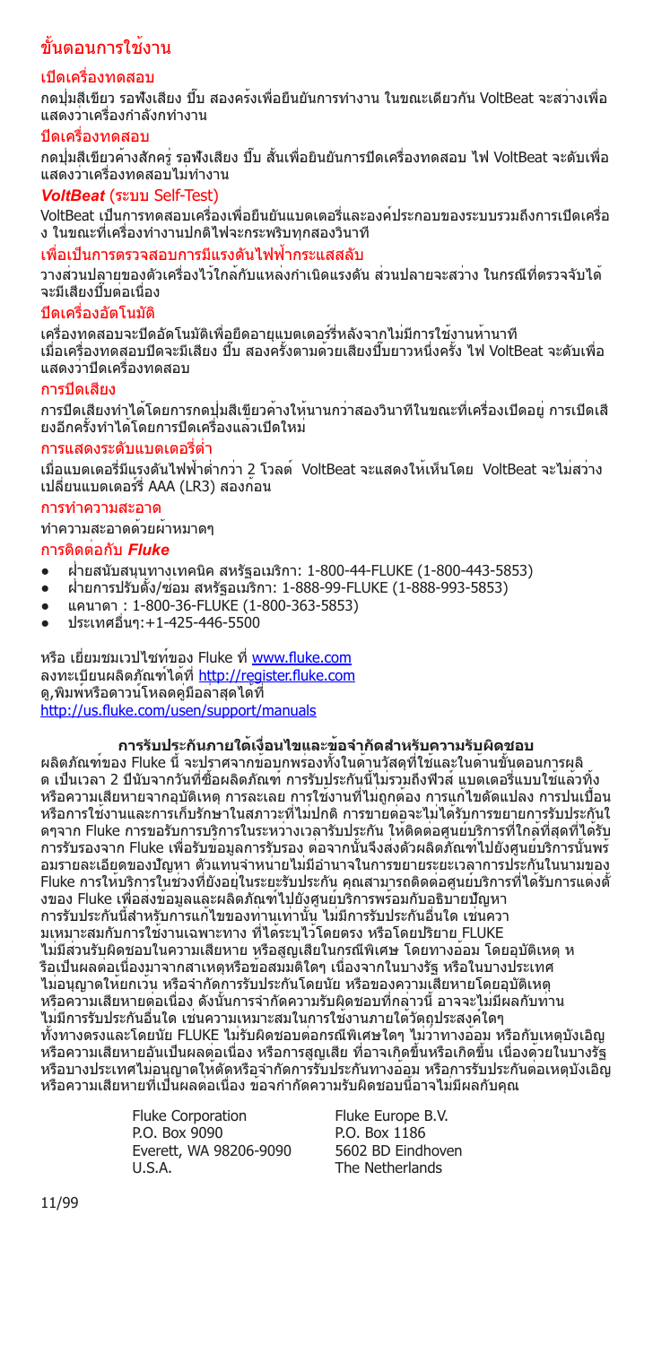# ขั้นตอนการใช้งาน

### เปิดเครื่องทดสอบ

กดปุ่มสีเขียว รอฟังเสียง ปี๊บ สองครั้งเพื่อยืนยันการทำงาน ในขณะเดียวกัน VoltBeat จะสว่างเพื่อแสดงว่าเครื่องกำลังทำงาน

### ปิดเครื่องทดสอบ

กดปุ่มสีเขียวค้างสักครู่ รอฟังเสียง ปี๊บ สั้นเพื่อยินยันการปิดเครื่องทดสอบ ไฟ VoltBeat จะดับเพื่อแสดงว่าเครื่องทดสอบไม่ทำงาน

### *VoltBeat* (ระบบ Self-Test)

VoltBeat เป็นการทดสอบเครื่องเพื่อยืนยันแบตเตอรี่และองค์ประกอบของระบบรวมถึงการเปิดเครื่อง ในขณะที่เครื่องทำงานปกติไฟจะกระพริบทุกสองวินาที

### เพื่อเป็นการตรวจสอบการมีแรงดันไฟฟ้ากระแสสลับ

วางส่วนปลายของตัวเครื่องไว้ใกล้กับแหล่งกำเนิดแรงดัน ส่วนปลายจะสว่าง ในกรณีที่ตรวจจับได้จะมีเสียงปี๊บต่อเนื่อง

### ปิดเครื่องอัตโนมัติ

เครื่องทดสอบจะปิดอัตโนมัติเพื่อยืดอายุแบตเตอรี่หลังจากไม่มีการใช้งานห้านาที เมื่อเครื่องทดสอบปิดจะมีเสียง ปี๊บ สองครั้งตามด้วยเสียงปี๊บยาวหนึ่งครั้ง ไฟ VoltBeat จะดับเพื่อแสดงว่าปิดเครื่องทดสอบ

### การปิดเสียง

การปิดเสียงทำได้โดยการกดปุ่มสีเขียวค้างให้นานกว่าสองวินาทีในขณะที่เครื่องเปิดอยู่ การเปิดเสียงอีกครั้งทำได้โดยการปิดเครื่องแล้วเปิดใหม่

### การแสดงระดับแบตเตอรี่ต่ำ

เมื่อแบตเตอรี่มีแรงดันไฟฟ้าต่ำกว่า 2 โวลต์ VoltBeat จะแสดงให้เห็นโดย VoltBeat จะไม่สว่าง เปลี่ยนแบตเตอรี่ AAA (LR3) สองก้อน

### การทำความสะอาด

ทำความสะอาดด้วยผ้าหมาดๆ

### การติดต่อกับ *Fluke*

- ฝ่ายสนับสนุนทางเทคนิค สหรัฐอเมริกา: 1-800-44-FLUKE (1-800-443-5853)
- ฝ่ายการปรับตั้ง/ซ่อม สหรัฐอเมริกา: 1-888-99-FLUKE (1-888-993-5853)
- แคนาดา : 1-800-36-FLUKE (1-800-363-5853)
- ประเทศอื่นๆ:+1-425-446-5500

หรือ เยี่ยมชมเวปไซท์ของ Fluke ที่ www.fluke.com
ลงทะเบียนผลิตภัณฑ์ได้ที่ http://register.fluke.com
ดู,พิมพ์หรือดาวน์โหลดคู่มือล่าสุดได้ที่
http://us.fluke.com/usen/support/manuals

**การรับประกันภายใต้เงื่อนไขและข้อจำกัดสำหรับความรับผิดชอบ**

ผลิตภัณฑ์ของ Fluke นี้ จะปราศจากข้อบกพร่องทั้งในด้านวัสดุที่ใช้และในด้านขั้นตอนการผลิต เป็นเวลา 2 ปีนับจากวันที่ซื้อผลิตภัณฑ์ การรับประกันนี้ไม่รวมถึงฟิวส์ แบตเตอรี่แบบใช้แล้วทิ้ง หรือความเสียหายจากอุบัติเหตุ การละเลย การใช้งานที่ไม่ถูกต้อง การแก้ไขดัดแปลง การปนเปื้อน หรือการใช้งานและการเก็บรักษาในสภาวะที่ไม่ปกติ การขายต่อจะไม่ได้รับการขยายการรับประกันใดๆจาก Fluke การขอรับการบริการในระหว่างเวลารับประกัน ให้ติดต่อศูนย์บริการที่ใกล้ที่สุดที่ได้รับการรับรองจาก Fluke เพื่อรับข้อมูลการรับรอง ต่อจากนั้นจึงส่งตัวผลิตภัณฑ์ไปยังศูนย์บริการนั้นพร้อมรายละเอียดของปัญหา ตัวแทนจำหน่ายไม่มีอำนาจในการขยายระยะเวลาการประกันในนามของ Fluke การให้บริการในช่วงที่ยังอยู่ในระยะรับประกัน คุณสามารถติดต่อศูนย์บริการที่ได้รับการแต่งตั้งของ Fluke เพื่อส่งข้อมูลและผลิตภัณฑ์ไปยังศูนย์บริการพร้อมกับอธิบายปัญหา การรับประกันนี้สำหรับการแก้ไขของท่านเท่านั้น ไม่มีการรับประกันอื่นใด เช่นความเหมาะสมกับการใช้งานเฉพาะทาง ที่ได้ระบุไว้โดยตรง หรือโดยปริยาย FLUKE ไม่มีส่วนรับผิดชอบในความเสียหาย หรือสูญเสียในกรณีพิเศษ โดยทางอ้อม โดยอุบัติเหตุ หรือเป็นผลต่อเนื่องมาจากสาเหตุหรือข้อสมมติใดๆ เนื่องจากในบางรัฐ หรือในบางประเทศ ไม่อนุญาตให้ยกเว้น หรือจำกัดการรับประกันโดยนัย หรือของความเสียหายโดยอุบัติเหตุ หรือความเสียหายต่อเนื่อง ดังนั้นการจำกัดความรับผิดชอบที่กล่าวนี้ อาจจะไม่มีผลกับท่าน ไม่มีการรับประกันอื่นใด เช่นความเหมาะสมในการใช้งานภายใต้วัตถุประสงค์ใดๆ ทั้งทางตรงและโดยนัย FLUKE ไม่รับผิดชอบต่อกรณีพิเศษใดๆ ไม่ว่าทางอ้อม หรือกับเหตุบังเอิญ หรือความเสียหายอันเป็นผลต่อเนื่อง หรือการสูญเสีย ที่อาจเกิดขึ้นหรือเกิดขึ้น เนื่องด้วยในบางรัฐ หรือบางประเทศไม่อนุญาตให้ตัดหรือจำกัดการรับประกันทางอ้อม หรือการรับประกันต่อเหตุบังเอิญ หรือความเสียหายที่เป็นผลต่อเนื่อง ข้อกำกัดความรับผิดชอบนี้อาจไม่มีผลกับคุณ

Fluke Corporation
P.O. Box 9090
Everett, WA 98206-9090
U.S.A.

Fluke Europe B.V.
P.O. Box 1186
5602 BD Eindhoven
The Netherlands

11/99